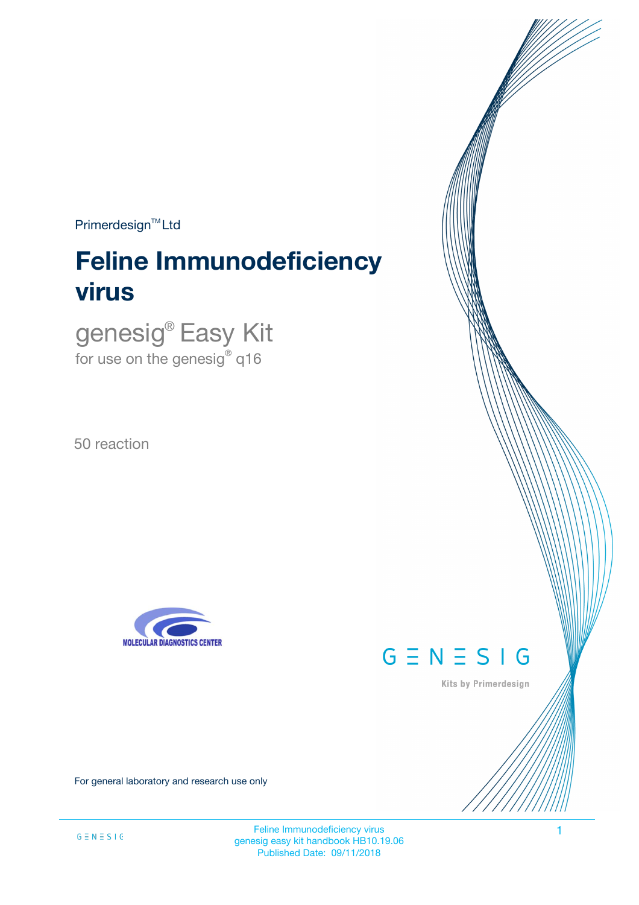Primerdesign™ Ltd

# Feline Immunodeficiency virus

## genesig® Easy Kit

for use on the genesig® q16

50 reaction

MOLECULAR DIAGNOSTICS CENTER

GENESIG

Kits by Primerdesign

For general laboratory and research use only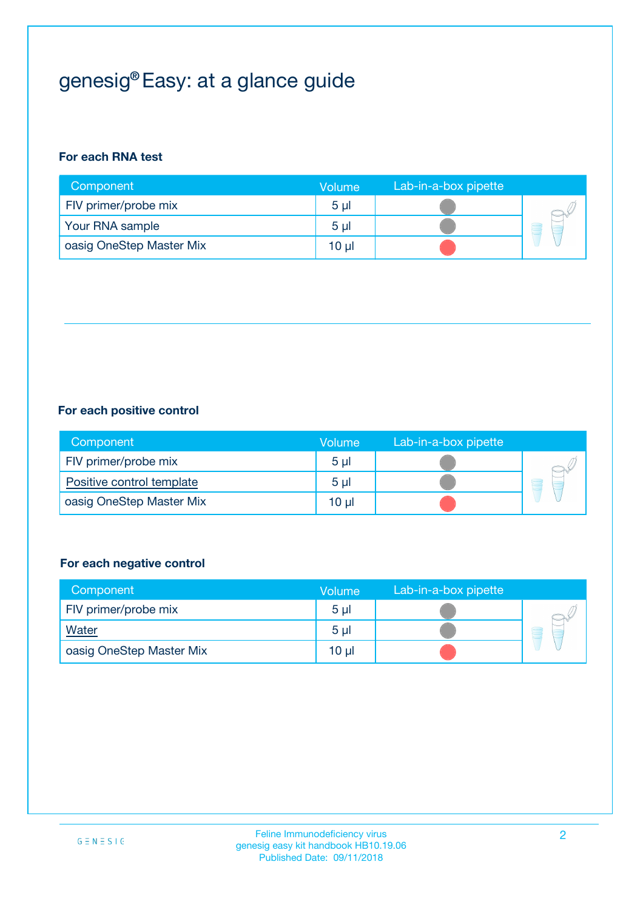# genesig® Easy: at a glance guide

### For each RNA test

| Component | Volume | Lab-in-a-box pipette |
|---|---|---|
| FIV primer/probe mix | 5 µl | |
| Your RNA sample | 5 µl | |
| oasig OneStep Master Mix | 10 µl | |

### For each positive control

| Component | Volume | Lab-in-a-box pipette |
|---|---|---|
| FIV primer/probe mix | 5 µl | |
| Positive control template | 5 µl | |
| oasig OneStep Master Mix | 10 µl | |

### For each negative control

| Component | Volume | Lab-in-a-box pipette |
|---|---|---|
| FIV primer/probe mix | 5 µl | |
| Water | 5 µl | |
| oasig OneStep Master Mix | 10 µl | |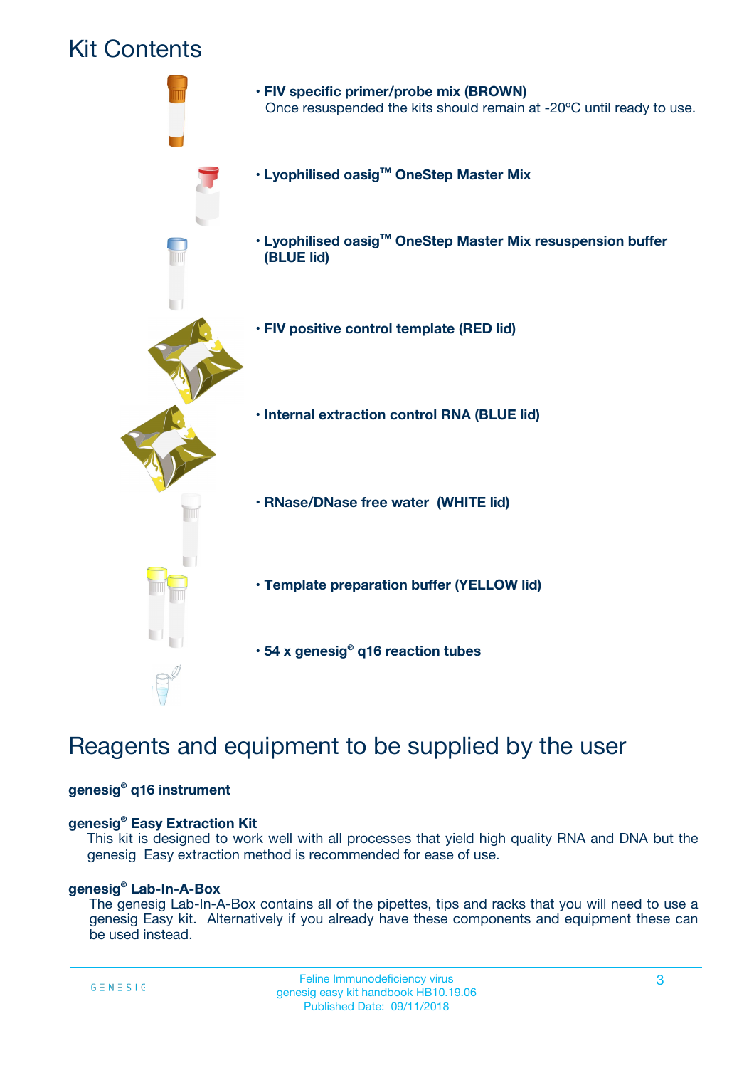# Kit Contents

- **FIV specific primer/probe mix (BROWN)**
  Once resuspended the kits should remain at -20ºC until ready to use.
- **Lyophilised oasig™ OneStep Master Mix**
- **Lyophilised oasig™ OneStep Master Mix resuspension buffer (BLUE lid)**
- **FIV positive control template (RED lid)**
- **Internal extraction control RNA (BLUE lid)**
- **RNase/DNase free water (WHITE lid)**
- **Template preparation buffer (YELLOW lid)**
- **54 x genesig® q16 reaction tubes**

# Reagents and equipment to be supplied by the user

**genesig® q16 instrument**

**genesig® Easy Extraction Kit**

This kit is designed to work well with all processes that yield high quality RNA and DNA but the genesig Easy extraction method is recommended for ease of use.

**genesig® Lab-In-A-Box**

The genesig Lab-In-A-Box contains all of the pipettes, tips and racks that you will need to use a genesig Easy kit. Alternatively if you already have these components and equipment these can be used instead.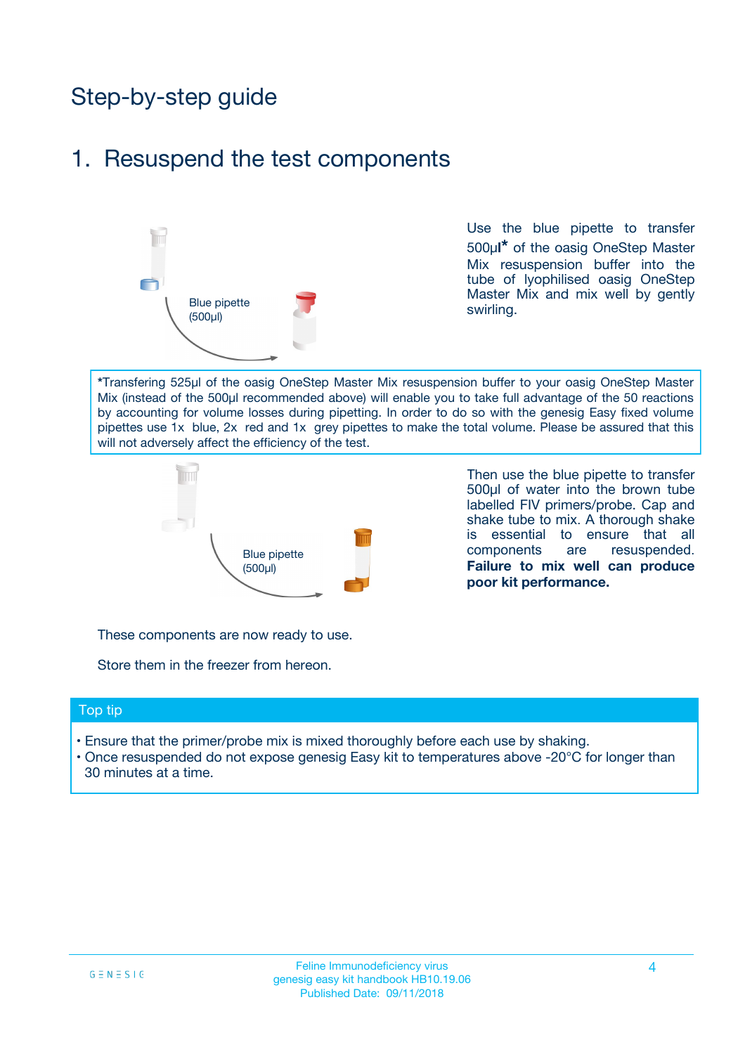# Step-by-step guide

## 1. Resuspend the test components

Blue pipette (500µl)

Use the blue pipette to transfer 500µl* of the oasig OneStep Master Mix resuspension buffer into the tube of lyophilised oasig OneStep Master Mix and mix well by gently swirling.

*Transfering 525µl of the oasig OneStep Master Mix resuspension buffer to your oasig OneStep Master Mix (instead of the 500µl recommended above) will enable you to take full advantage of the 50 reactions by accounting for volume losses during pipetting. In order to do so with the genesig Easy fixed volume pipettes use 1x blue, 2x red and 1x grey pipettes to make the total volume. Please be assured that this will not adversely affect the efficiency of the test.

Blue pipette (500µl)

Then use the blue pipette to transfer 500µl of water into the brown tube labelled FIV primers/probe. Cap and shake tube to mix. A thorough shake is essential to ensure that all components are resuspended. **Failure to mix well can produce poor kit performance.**

These components are now ready to use.

Store them in the freezer from hereon.

### Top tip

- Ensure that the primer/probe mix is mixed thoroughly before each use by shaking.
- Once resuspended do not expose genesig Easy kit to temperatures above -20°C for longer than 30 minutes at a time.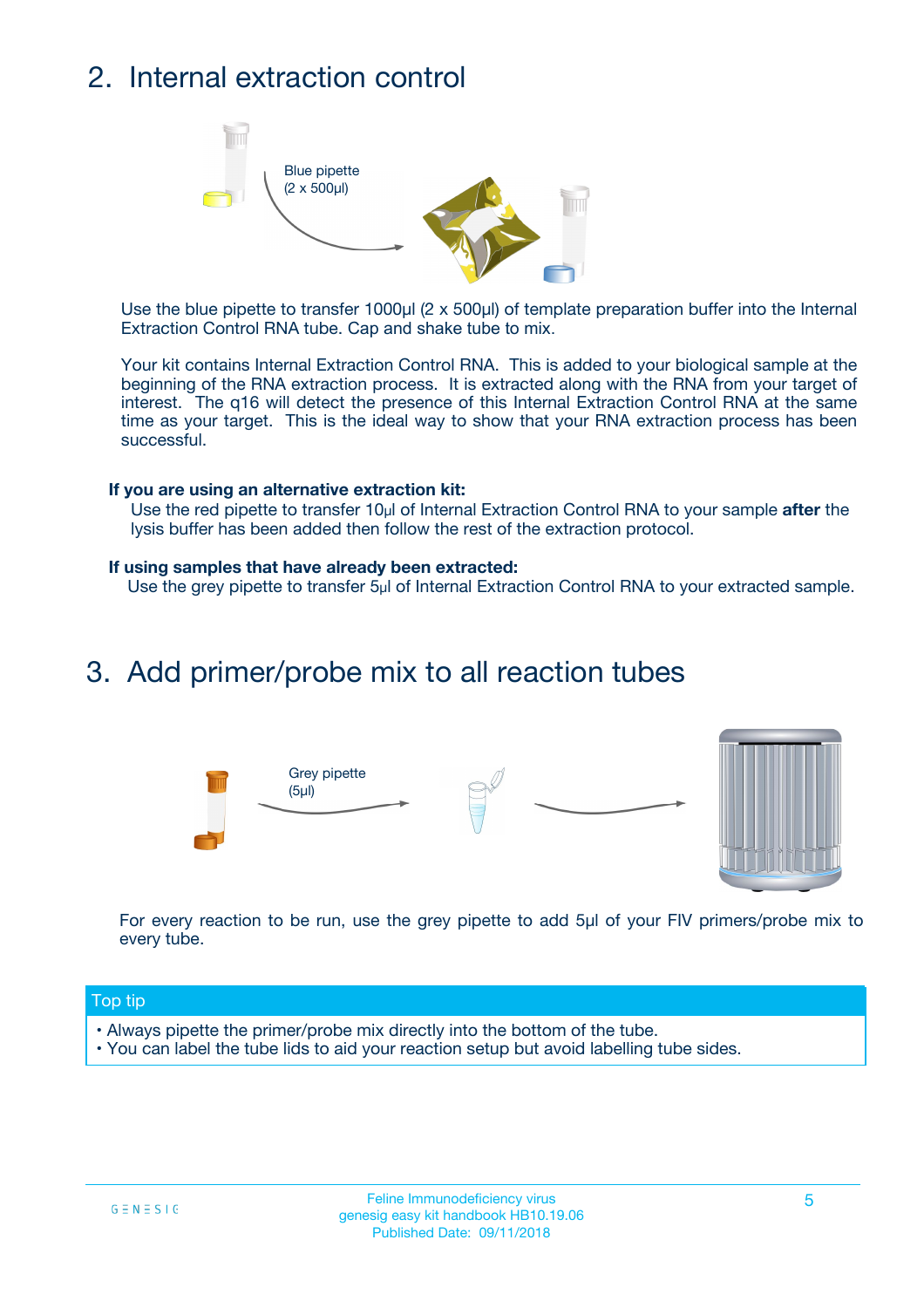## 2. Internal extraction control

Blue pipette
(2 x 500µl)

Use the blue pipette to transfer 1000µl (2 x 500µl) of template preparation buffer into the Internal Extraction Control RNA tube. Cap and shake tube to mix.

Your kit contains Internal Extraction Control RNA. This is added to your biological sample at the beginning of the RNA extraction process. It is extracted along with the RNA from your target of interest. The q16 will detect the presence of this Internal Extraction Control RNA at the same time as your target. This is the ideal way to show that your RNA extraction process has been successful.

**If you are using an alternative extraction kit:**
Use the red pipette to transfer 10µl of Internal Extraction Control RNA to your sample **after** the lysis buffer has been added then follow the rest of the extraction protocol.

**If using samples that have already been extracted:**
Use the grey pipette to transfer 5µl of Internal Extraction Control RNA to your extracted sample.

## 3. Add primer/probe mix to all reaction tubes

Grey pipette
(5µl)

For every reaction to be run, use the grey pipette to add 5µl of your FIV primers/probe mix to every tube.

**Top tip**

- Always pipette the primer/probe mix directly into the bottom of the tube.
- You can label the tube lids to aid your reaction setup but avoid labelling tube sides.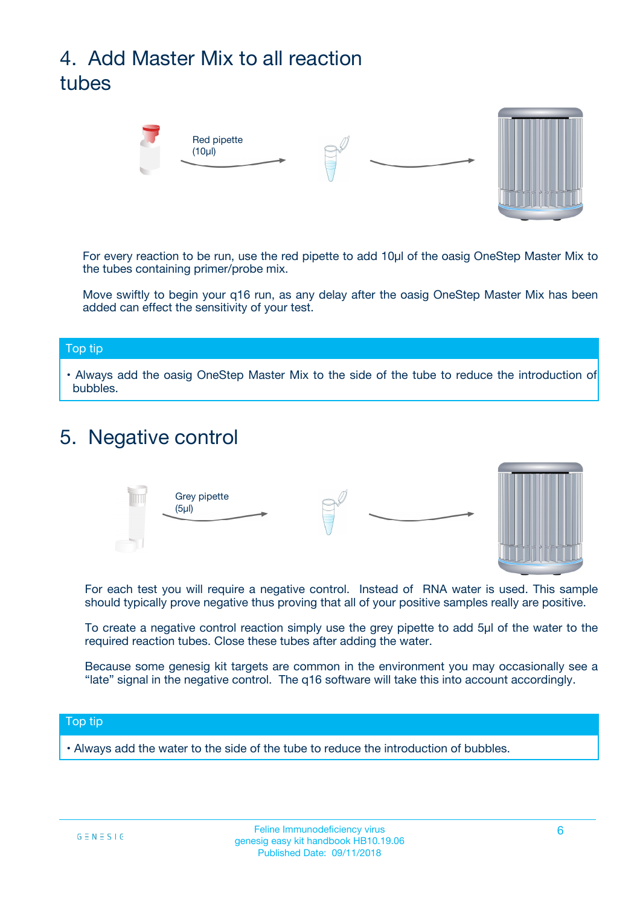# 4. Add Master Mix to all reaction tubes

Red pipette (10µl)

For every reaction to be run, use the red pipette to add 10µl of the oasig OneStep Master Mix to the tubes containing primer/probe mix.

Move swiftly to begin your q16 run, as any delay after the oasig OneStep Master Mix has been added can effect the sensitivity of your test.

**Top tip**

- Always add the oasig OneStep Master Mix to the side of the tube to reduce the introduction of bubbles.

# 5. Negative control

Grey pipette (5µl)

For each test you will require a negative control. Instead of RNA water is used. This sample should typically prove negative thus proving that all of your positive samples really are positive.

To create a negative control reaction simply use the grey pipette to add 5µl of the water to the required reaction tubes. Close these tubes after adding the water.

Because some genesig kit targets are common in the environment you may occasionally see a "late" signal in the negative control. The q16 software will take this into account accordingly.

**Top tip**

- Always add the water to the side of the tube to reduce the introduction of bubbles.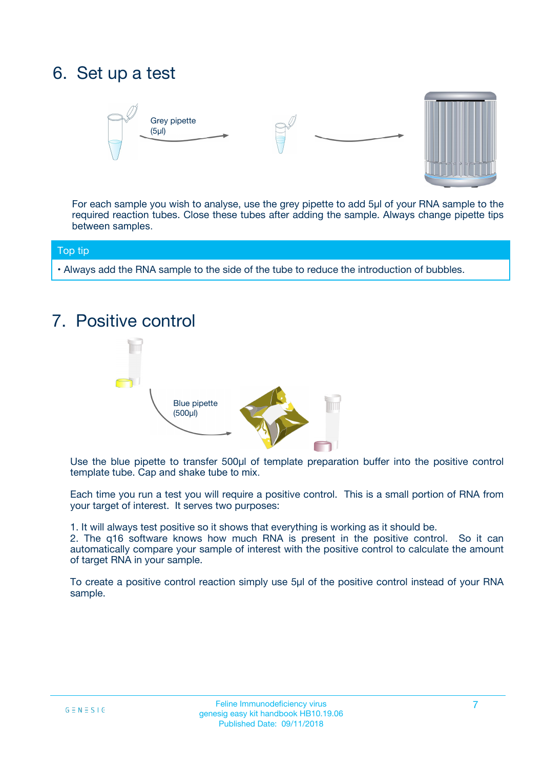## 6. Set up a test

Grey pipette (5µl)

For each sample you wish to analyse, use the grey pipette to add 5µl of your RNA sample to the required reaction tubes. Close these tubes after adding the sample. Always change pipette tips between samples.

**Top tip**

- Always add the RNA sample to the side of the tube to reduce the introduction of bubbles.

## 7. Positive control

Blue pipette (500µl)

Use the blue pipette to transfer 500µl of template preparation buffer into the positive control template tube. Cap and shake tube to mix.

Each time you run a test you will require a positive control. This is a small portion of RNA from your target of interest. It serves two purposes:

1. It will always test positive so it shows that everything is working as it should be.
2. The q16 software knows how much RNA is present in the positive control. So it can automatically compare your sample of interest with the positive control to calculate the amount of target RNA in your sample.

To create a positive control reaction simply use 5µl of the positive control instead of your RNA sample.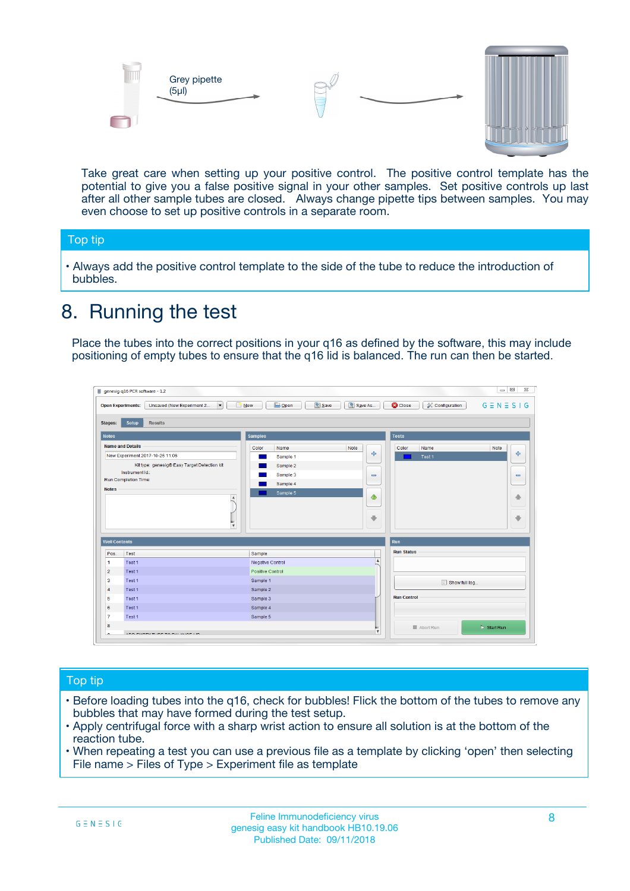Grey pipette (5µl)

Take great care when setting up your positive control. The positive control template has the potential to give you a false positive signal in your other samples. Set positive controls up last after all other sample tubes are closed. Always change pipette tips between samples. You may even choose to set up positive controls in a separate room.

## Top tip

- Always add the positive control template to the side of the tube to reduce the introduction of bubbles.

# 8. Running the test

Place the tubes into the correct positions in your q16 as defined by the software, this may include positioning of empty tubes to ensure that the q16 lid is balanced. The run can then be started.

## Top tip

- Before loading tubes into the q16, check for bubbles! Flick the bottom of the tubes to remove any bubbles that may have formed during the test setup.
- Apply centrifugal force with a sharp wrist action to ensure all solution is at the bottom of the reaction tube.
- When repeating a test you can use a previous file as a template by clicking 'open' then selecting File name > Files of Type > Experiment file as template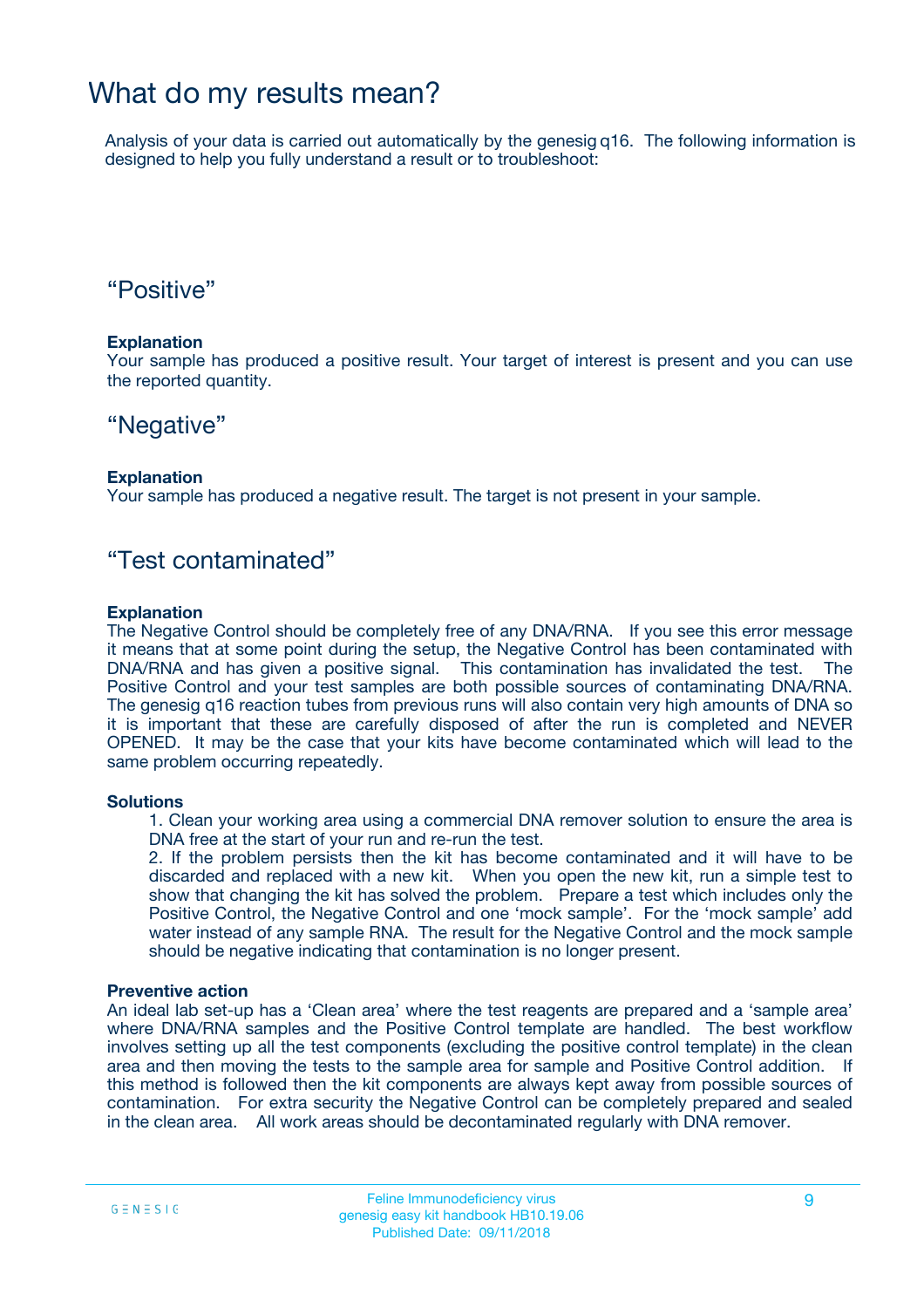# What do my results mean?

Analysis of your data is carried out automatically by the genesig q16. The following information is designed to help you fully understand a result or to troubleshoot:

## “Positive”

**Explanation**

Your sample has produced a positive result. Your target of interest is present and you can use the reported quantity.

## “Negative”

**Explanation**

Your sample has produced a negative result. The target is not present in your sample.

## “Test contaminated”

**Explanation**

The Negative Control should be completely free of any DNA/RNA. If you see this error message it means that at some point during the setup, the Negative Control has been contaminated with DNA/RNA and has given a positive signal. This contamination has invalidated the test. The Positive Control and your test samples are both possible sources of contaminating DNA/RNA. The genesig q16 reaction tubes from previous runs will also contain very high amounts of DNA so it is important that these are carefully disposed of after the run is completed and NEVER OPENED. It may be the case that your kits have become contaminated which will lead to the same problem occurring repeatedly.

**Solutions**

1. Clean your working area using a commercial DNA remover solution to ensure the area is DNA free at the start of your run and re-run the test.
2. If the problem persists then the kit has become contaminated and it will have to be discarded and replaced with a new kit. When you open the new kit, run a simple test to show that changing the kit has solved the problem. Prepare a test which includes only the Positive Control, the Negative Control and one ‘mock sample’. For the ‘mock sample’ add water instead of any sample RNA. The result for the Negative Control and the mock sample should be negative indicating that contamination is no longer present.

**Preventive action**

An ideal lab set-up has a ‘Clean area’ where the test reagents are prepared and a ‘sample area’ where DNA/RNA samples and the Positive Control template are handled. The best workflow involves setting up all the test components (excluding the positive control template) in the clean area and then moving the tests to the sample area for sample and Positive Control addition. If this method is followed then the kit components are always kept away from possible sources of contamination. For extra security the Negative Control can be completely prepared and sealed in the clean area. All work areas should be decontaminated regularly with DNA remover.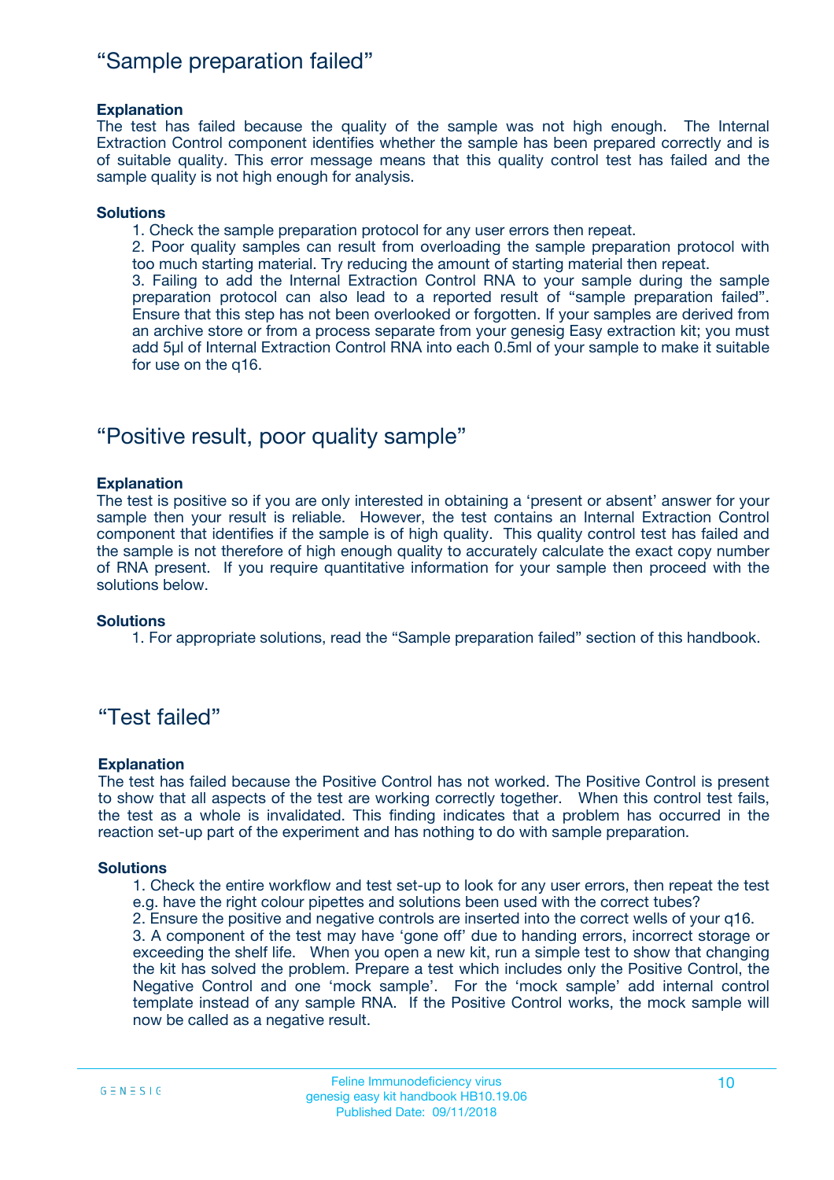## "Sample preparation failed"

**Explanation**

The test has failed because the quality of the sample was not high enough. The Internal Extraction Control component identifies whether the sample has been prepared correctly and is of suitable quality. This error message means that this quality control test has failed and the sample quality is not high enough for analysis.

**Solutions**

1. Check the sample preparation protocol for any user errors then repeat.
2. Poor quality samples can result from overloading the sample preparation protocol with too much starting material. Try reducing the amount of starting material then repeat.
3. Failing to add the Internal Extraction Control RNA to your sample during the sample preparation protocol can also lead to a reported result of "sample preparation failed". Ensure that this step has not been overlooked or forgotten. If your samples are derived from an archive store or from a process separate from your genesig Easy extraction kit; you must add 5µl of Internal Extraction Control RNA into each 0.5ml of your sample to make it suitable for use on the q16.

## "Positive result, poor quality sample"

**Explanation**

The test is positive so if you are only interested in obtaining a 'present or absent' answer for your sample then your result is reliable. However, the test contains an Internal Extraction Control component that identifies if the sample is of high quality. This quality control test has failed and the sample is not therefore of high enough quality to accurately calculate the exact copy number of RNA present. If you require quantitative information for your sample then proceed with the solutions below.

**Solutions**

1. For appropriate solutions, read the "Sample preparation failed" section of this handbook.

## "Test failed"

**Explanation**

The test has failed because the Positive Control has not worked. The Positive Control is present to show that all aspects of the test are working correctly together. When this control test fails, the test as a whole is invalidated. This finding indicates that a problem has occurred in the reaction set-up part of the experiment and has nothing to do with sample preparation.

**Solutions**

1. Check the entire workflow and test set-up to look for any user errors, then repeat the test e.g. have the right colour pipettes and solutions been used with the correct tubes?
2. Ensure the positive and negative controls are inserted into the correct wells of your q16.
3. A component of the test may have 'gone off' due to handing errors, incorrect storage or exceeding the shelf life. When you open a new kit, run a simple test to show that changing the kit has solved the problem. Prepare a test which includes only the Positive Control, the Negative Control and one 'mock sample'. For the 'mock sample' add internal control template instead of any sample RNA. If the Positive Control works, the mock sample will now be called as a negative result.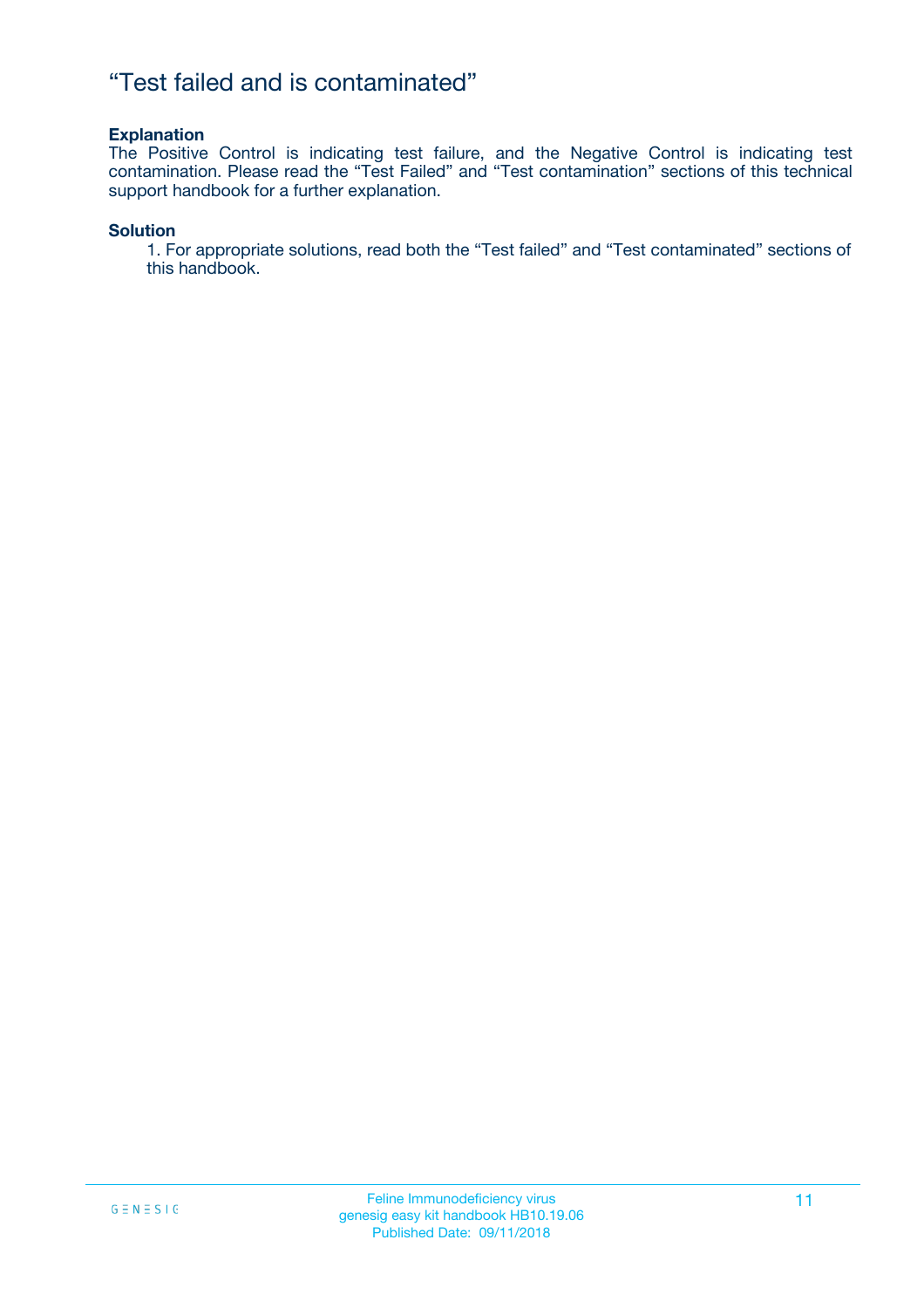# “Test failed and is contaminated”

**Explanation**

The Positive Control is indicating test failure, and the Negative Control is indicating test contamination. Please read the “Test Failed” and “Test contamination” sections of this technical support handbook for a further explanation.

**Solution**

1. For appropriate solutions, read both the “Test failed” and “Test contaminated” sections of this handbook.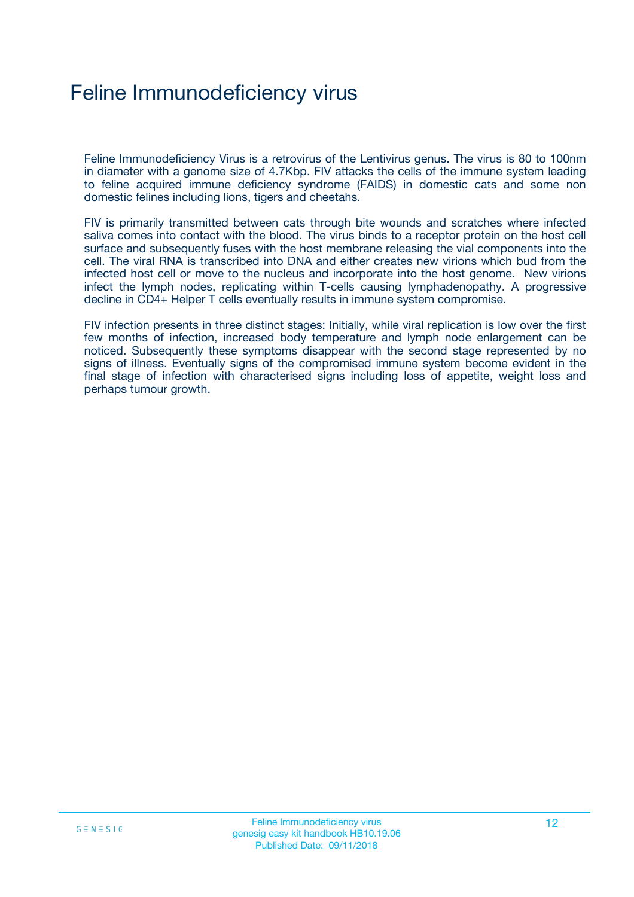# Feline Immunodeficiency virus

Feline Immunodeficiency Virus is a retrovirus of the Lentivirus genus. The virus is 80 to 100nm in diameter with a genome size of 4.7Kbp. FIV attacks the cells of the immune system leading to feline acquired immune deficiency syndrome (FAIDS) in domestic cats and some non domestic felines including lions, tigers and cheetahs.

FIV is primarily transmitted between cats through bite wounds and scratches where infected saliva comes into contact with the blood. The virus binds to a receptor protein on the host cell surface and subsequently fuses with the host membrane releasing the vial components into the cell. The viral RNA is transcribed into DNA and either creates new virions which bud from the infected host cell or move to the nucleus and incorporate into the host genome. New virions infect the lymph nodes, replicating within T-cells causing lymphadenopathy. A progressive decline in CD4+ Helper T cells eventually results in immune system compromise.

FIV infection presents in three distinct stages: Initially, while viral replication is low over the first few months of infection, increased body temperature and lymph node enlargement can be noticed. Subsequently these symptoms disappear with the second stage represented by no signs of illness. Eventually signs of the compromised immune system become evident in the final stage of infection with characterised signs including loss of appetite, weight loss and perhaps tumour growth.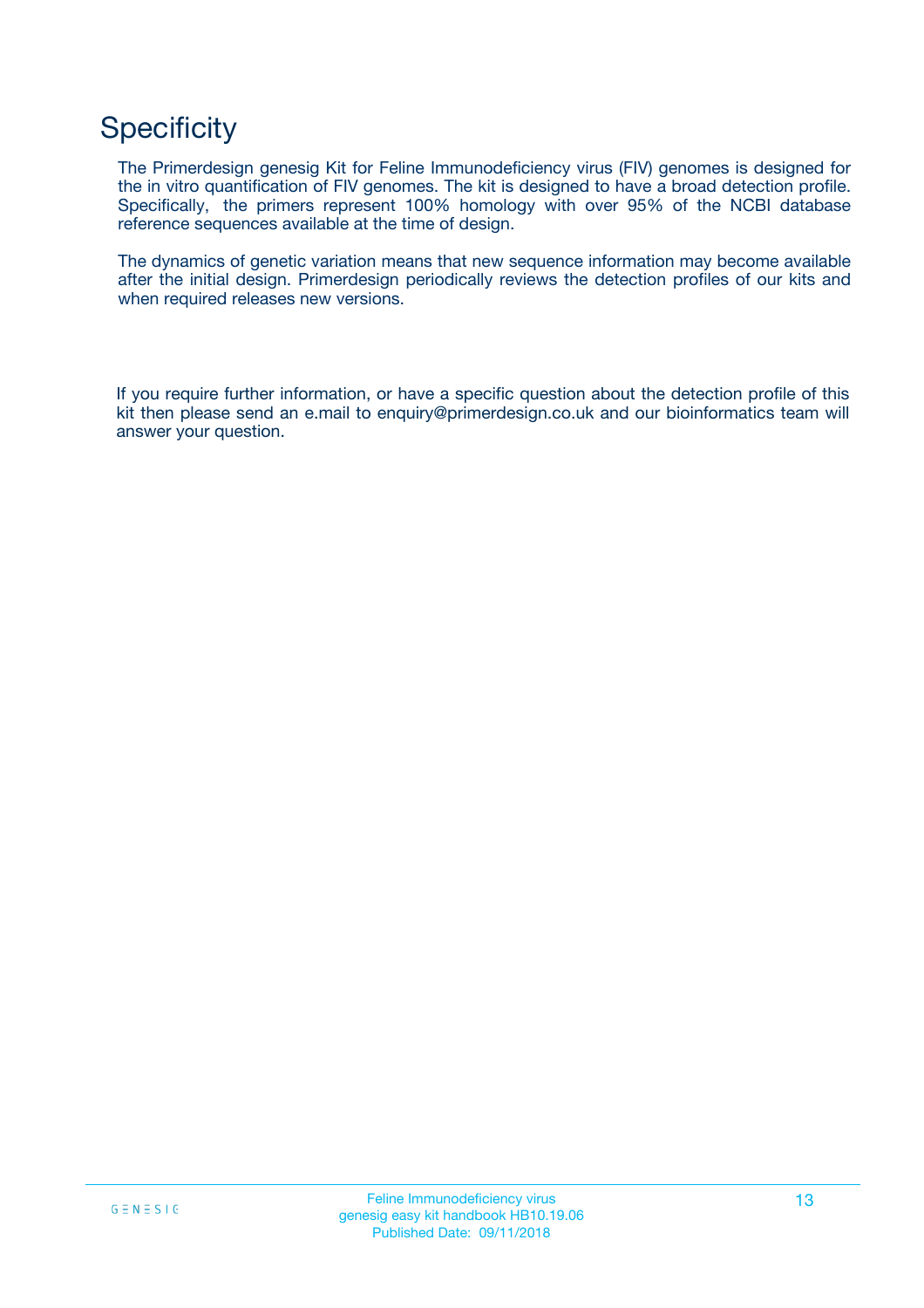# Specificity

The Primerdesign genesig Kit for Feline Immunodeficiency virus (FIV) genomes is designed for the in vitro quantification of FIV genomes. The kit is designed to have a broad detection profile. Specifically, the primers represent 100% homology with over 95% of the NCBI database reference sequences available at the time of design.

The dynamics of genetic variation means that new sequence information may become available after the initial design. Primerdesign periodically reviews the detection profiles of our kits and when required releases new versions.

If you require further information, or have a specific question about the detection profile of this kit then please send an e.mail to enquiry@primerdesign.co.uk and our bioinformatics team will answer your question.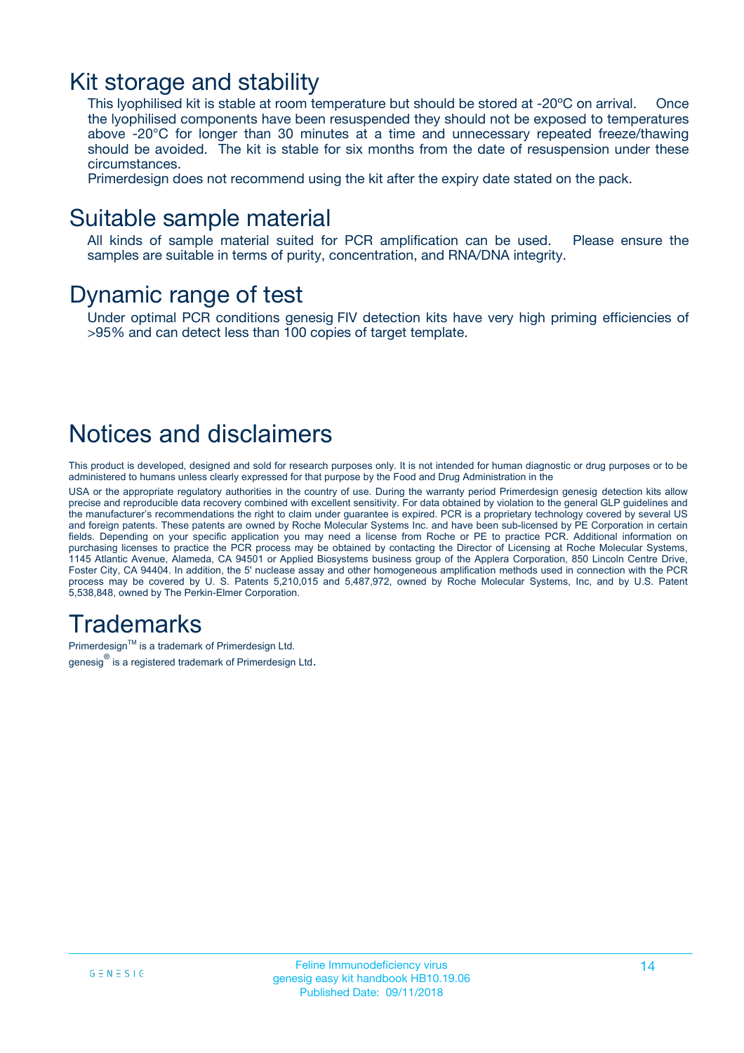## Kit storage and stability

This lyophilised kit is stable at room temperature but should be stored at -20ºC on arrival. Once the lyophilised components have been resuspended they should not be exposed to temperatures above -20°C for longer than 30 minutes at a time and unnecessary repeated freeze/thawing should be avoided. The kit is stable for six months from the date of resuspension under these circumstances.

Primerdesign does not recommend using the kit after the expiry date stated on the pack.

## Suitable sample material

All kinds of sample material suited for PCR amplification can be used. Please ensure the samples are suitable in terms of purity, concentration, and RNA/DNA integrity.

## Dynamic range of test

Under optimal PCR conditions genesig FIV detection kits have very high priming efficiencies of >95% and can detect less than 100 copies of target template.

# Notices and disclaimers

This product is developed, designed and sold for research purposes only. It is not intended for human diagnostic or drug purposes or to be administered to humans unless clearly expressed for that purpose by the Food and Drug Administration in the

USA or the appropriate regulatory authorities in the country of use. During the warranty period Primerdesign genesig detection kits allow precise and reproducible data recovery combined with excellent sensitivity. For data obtained by violation to the general GLP guidelines and the manufacturer's recommendations the right to claim under guarantee is expired. PCR is a proprietary technology covered by several US and foreign patents. These patents are owned by Roche Molecular Systems Inc. and have been sub-licensed by PE Corporation in certain fields. Depending on your specific application you may need a license from Roche or PE to practice PCR. Additional information on purchasing licenses to practice the PCR process may be obtained by contacting the Director of Licensing at Roche Molecular Systems, 1145 Atlantic Avenue, Alameda, CA 94501 or Applied Biosystems business group of the Applera Corporation, 850 Lincoln Centre Drive, Foster City, CA 94404. In addition, the 5' nuclease assay and other homogeneous amplification methods used in connection with the PCR process may be covered by U. S. Patents 5,210,015 and 5,487,972, owned by Roche Molecular Systems, Inc, and by U.S. Patent 5,538,848, owned by The Perkin-Elmer Corporation.

# Trademarks

Primerdesign™ is a trademark of Primerdesign Ltd.

genesig® is a registered trademark of Primerdesign Ltd.